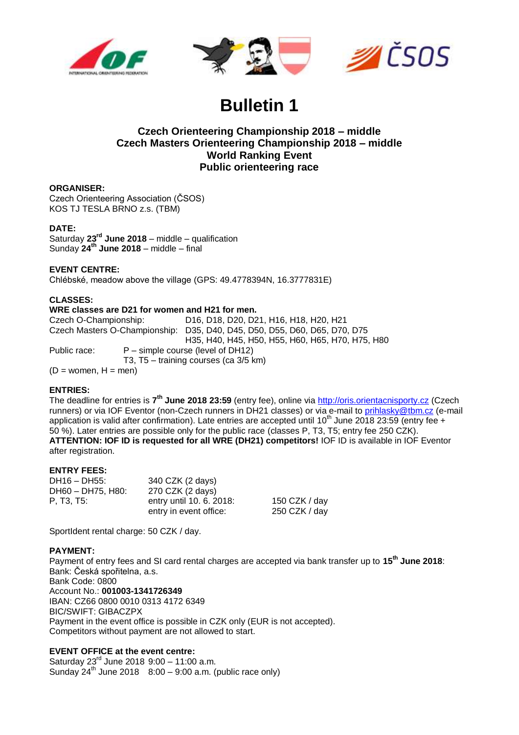# Bulletin 1

## Czech Orienteering Championship 2018 – middle
## Czech Masters Orienteering Championship 2018 – middle
## World Ranking Event
## Public orienteering race

**ORGANISER:**
Czech Orienteering Association (ČSOS)
KOS TJ TESLA BRNO z.s. (TBM)

**DATE:**
Saturday **23rd June 2018** – middle – qualification
Sunday **24th June 2018** – middle – final

**EVENT CENTRE:**
Chlébské, meadow above the village (GPS: 49.4778394N, 16.3777831E)

**CLASSES:**
**WRE classes are D21 for women and H21 for men.**

| | |
|---|---|
| Czech O-Championship: | D16, D18, D20, D21, H16, H18, H20, H21 |
| Czech Masters O-Championship: | D35, D40, D45, D50, D55, D60, D65, D70, D75 |
| | H35, H40, H45, H50, H55, H60, H65, H70, H75, H80 |
| Public race: | P – simple course (level of DH12) |
| | T3, T5 – training courses (ca 3/5 km) |

(D = women, H = men)

**ENTRIES:**
The deadline for entries is **7th June 2018 23:59** (entry fee), online via http://oris.orientacnisporty.cz (Czech runners) or via IOF Eventor (non-Czech runners in DH21 classes) or via e-mail to prihlasky@tbm.cz (e-mail application is valid after confirmation). Late entries are accepted until 10th June 2018 23:59 (entry fee + 50 %). Later entries are possible only for the public race (classes P, T3, T5; entry fee 250 CZK).
**ATTENTION: IOF ID is requested for all WRE (DH21) competitors!** IOF ID is available in IOF Eventor after registration.

**ENTRY FEES:**

| | | |
|---|---|---|
| DH16 – DH55: | 340 CZK (2 days) | |
| DH60 – DH75, H80: | 270 CZK (2 days) | |
| P, T3, T5: | entry until 10. 6. 2018: | 150 CZK / day |
| | entry in event office: | 250 CZK / day |

SportIdent rental charge: 50 CZK / day.

**PAYMENT:**
Payment of entry fees and SI card rental charges are accepted via bank transfer up to **15th June 2018**:
Bank: Česká spořitelna, a.s.
Bank Code: 0800
Account No.: **001003-1341726349**
IBAN: CZ66 0800 0010 0313 4172 6349
BIC/SWIFT: GIBACZPX
Payment in the event office is possible in CZK only (EUR is not accepted).
Competitors without payment are not allowed to start.

**EVENT OFFICE at the event centre:**
Saturday 23rd June 2018 9:00 – 11:00 a.m.
Sunday 24th June 2018 8:00 – 9:00 a.m. (public race only)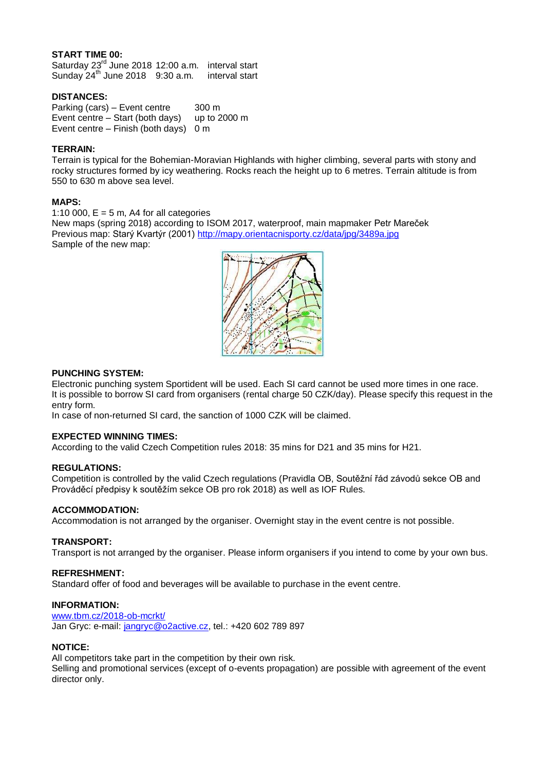**START TIME 00:**

Saturday 23rd June 2018 12:00 a.m. interval start
Sunday 24th June 2018 9:30 a.m. interval start

**DISTANCES:**

| | |
|---|---|
| Parking (cars) – Event centre | 300 m |
| Event centre – Start (both days) | up to 2000 m |
| Event centre – Finish (both days) | 0 m |

**TERRAIN:**

Terrain is typical for the Bohemian-Moravian Highlands with higher climbing, several parts with stony and rocky structures formed by icy weathering. Rocks reach the height up to 6 metres. Terrain altitude is from 550 to 630 m above sea level.

**MAPS:**

1:10 000, E = 5 m, A4 for all categories
New maps (spring 2018) according to ISOM 2017, waterproof, main mapmaker Petr Mareček
Previous map: Starý Kvartýr (2001) http://mapy.orientacnisporty.cz/data/jpg/3489a.jpg
Sample of the new map:

**PUNCHING SYSTEM:**

Electronic punching system Sportident will be used. Each SI card cannot be used more times in one race.
It is possible to borrow SI card from organisers (rental charge 50 CZK/day). Please specify this request in the entry form.
In case of non-returned SI card, the sanction of 1000 CZK will be claimed.

**EXPECTED WINNING TIMES:**

According to the valid Czech Competition rules 2018: 35 mins for D21 and 35 mins for H21.

**REGULATIONS:**

Competition is controlled by the valid Czech regulations (Pravidla OB, Soutěžní řád závodů sekce OB and Prováděcí předpisy k soutěžím sekce OB pro rok 2018) as well as IOF Rules.

**ACCOMMODATION:**

Accommodation is not arranged by the organiser. Overnight stay in the event centre is not possible.

**TRANSPORT:**

Transport is not arranged by the organiser. Please inform organisers if you intend to come by your own bus.

**REFRESHMENT:**

Standard offer of food and beverages will be available to purchase in the event centre.

**INFORMATION:**

www.tbm.cz/2018-ob-mcrkt/
Jan Gryc: e-mail: jangryc@o2active.cz, tel.: +420 602 789 897

**NOTICE:**

All competitors take part in the competition by their own risk.
Selling and promotional services (except of o-events propagation) are possible with agreement of the event director only.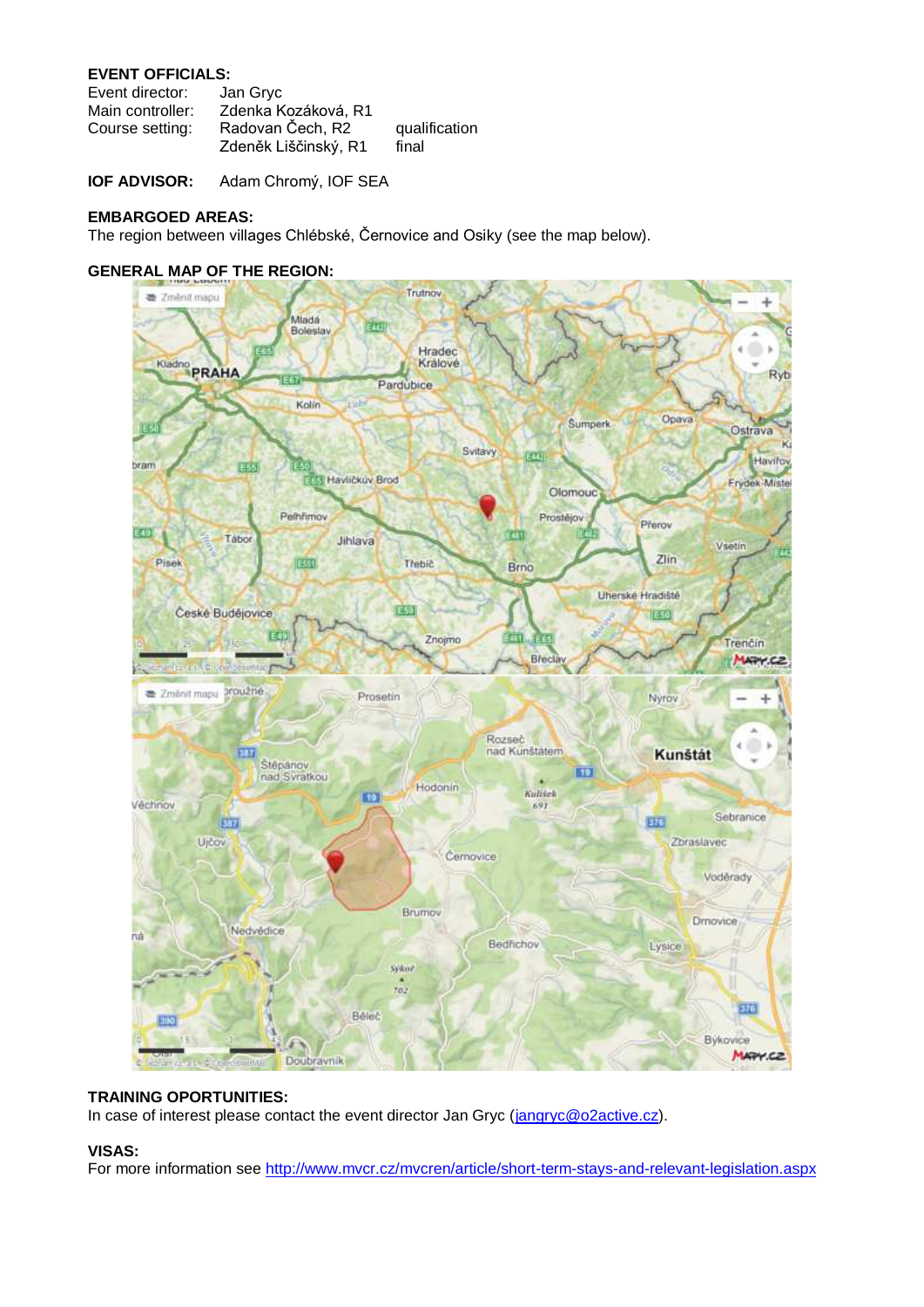**EVENT OFFICIALS:**

| | | |
|---|---|---|
| Event director: | Jan Gryc | |
| Main controller: | Zdenka Kozáková, R1 | |
| Course setting: | Radovan Čech, R2 | qualification |
| | Zdeněk Liščinský, R1 | final |

**IOF ADVISOR:** Adam Chromý, IOF SEA

**EMBARGOED AREAS:**
The region between villages Chlébské, Černovice and Osiky (see the map below).

**GENERAL MAP OF THE REGION:**

**TRAINING OPORTUNITIES:**
In case of interest please contact the event director Jan Gryc (jangryc@o2active.cz).

**VISAS:**
For more information see http://www.mvcr.cz/mvcren/article/short-term-stays-and-relevant-legislation.aspx